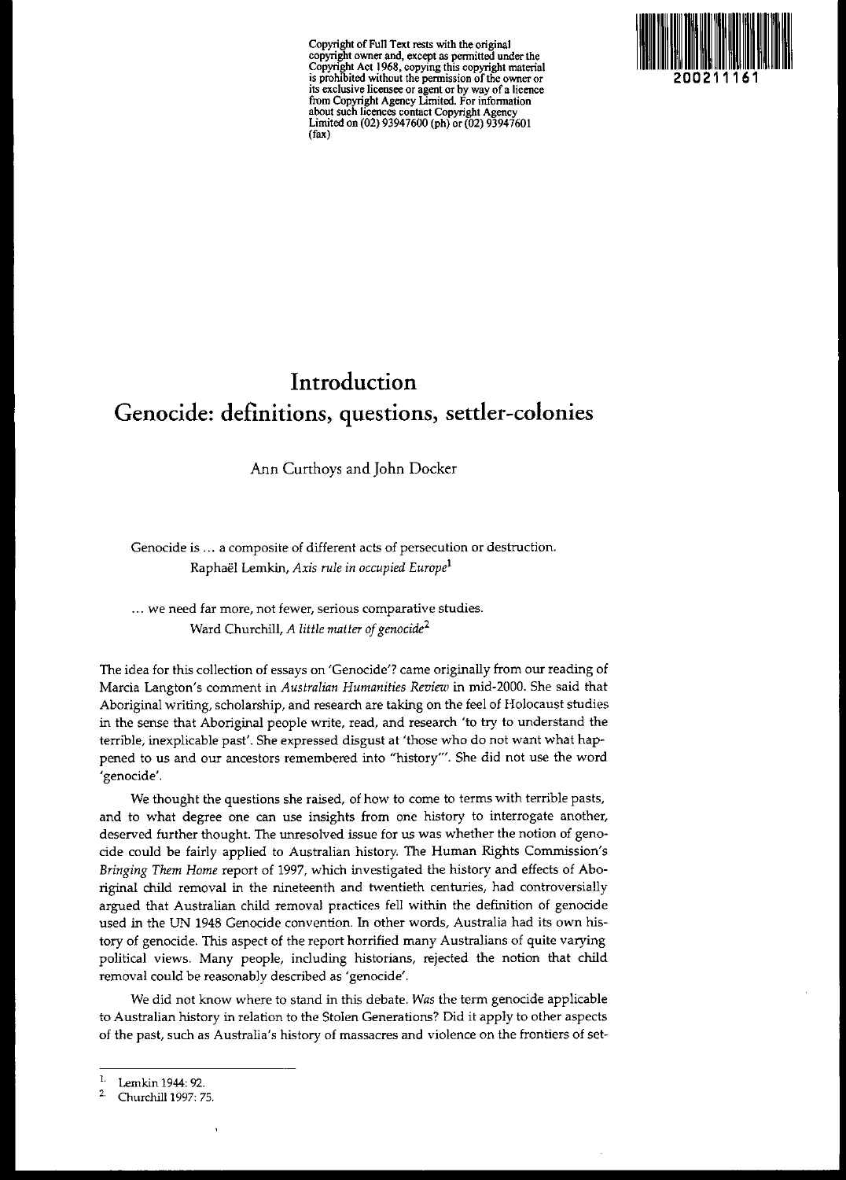Copyright of Full Text rests with the original copyright owner and, except as permitted under the Copyright Act 1968, copying this copyright material is prohibited without the permission of the owner or its exclusive licensee or agent or by way of a licence from Copyright Agency Limited. For information about such licences contact Copyright Agency Limited on (02) 93947600 (ph) or (02) 93947601 (fax)

200211161

# Introduction
# Genocide: definitions, questions, settler-colonies

Ann Curthoys and John Docker

> Genocide is ... a composite of different acts of persecution or destruction.
> Raphaël Lemkin, *Axis rule in occupied Europe*[1]

> ... we need far more, not fewer, serious comparative studies.
> Ward Churchill, *A little matter of genocide*[2]

The idea for this collection of essays on 'Genocide'? came originally from our reading of Marcia Langton's comment in *Australian Humanities Review* in mid-2000. She said that Aboriginal writing, scholarship, and research are taking on the feel of Holocaust studies in the sense that Aboriginal people write, read, and research 'to try to understand the terrible, inexplicable past'. She expressed disgust at 'those who do not want what happened to us and our ancestors remembered into "history"'. She did not use the word 'genocide'.

We thought the questions she raised, of how to come to terms with terrible pasts, and to what degree one can use insights from one history to interrogate another, deserved further thought. The unresolved issue for us was whether the notion of genocide could be fairly applied to Australian history. The Human Rights Commission's *Bringing Them Home* report of 1997, which investigated the history and effects of Aboriginal child removal in the nineteenth and twentieth centuries, had controversially argued that Australian child removal practices fell within the definition of genocide used in the UN 1948 Genocide convention. In other words, Australia had its own history of genocide. This aspect of the report horrified many Australians of quite varying political views. Many people, including historians, rejected the notion that child removal could be reasonably described as 'genocide'.

We did not know where to stand in this debate. *Was* the term genocide applicable to Australian history in relation to the Stolen Generations? Did it apply to other aspects of the past, such as Australia's history of massacres and violence on the frontiers of set-

---

1. Lemkin 1944: 92.
2. Churchill 1997: 75.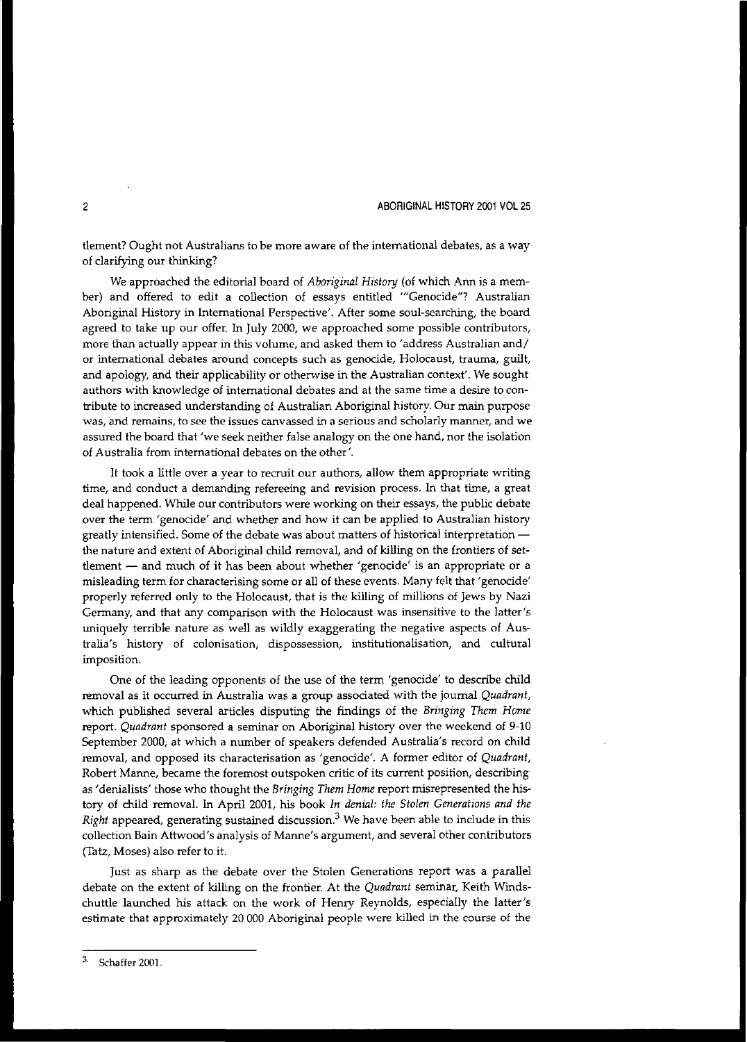tlement? Ought not Australians to be more aware of the international debates, as a way of clarifying our thinking?

We approached the editorial board of *Aboriginal History* (of which Ann is a member) and offered to edit a collection of essays entitled '"Genocide"? Australian Aboriginal History in International Perspective'. After some soul-searching, the board agreed to take up our offer. In July 2000, we approached some possible contributors, more than actually appear in this volume, and asked them to 'address Australian and/or international debates around concepts such as genocide, Holocaust, trauma, guilt, and apology, and their applicability or otherwise in the Australian context'. We sought authors with knowledge of international debates and at the same time a desire to contribute to increased understanding of Australian Aboriginal history. Our main purpose was, and remains, to see the issues canvassed in a serious and scholarly manner, and we assured the board that 'we seek neither false analogy on the one hand, nor the isolation of Australia from international debates on the other'.

It took a little over a year to recruit our authors, allow them appropriate writing time, and conduct a demanding refereeing and revision process. In that time, a great deal happened. While our contributors were working on their essays, the public debate over the term 'genocide' and whether and how it can be applied to Australian history greatly intensified. Some of the debate was about matters of historical interpretation — the nature and extent of Aboriginal child removal, and of killing on the frontiers of settlement — and much of it has been about whether 'genocide' is an appropriate or a misleading term for characterising some or all of these events. Many felt that 'genocide' properly referred only to the Holocaust, that is the killing of millions of Jews by Nazi Germany, and that any comparison with the Holocaust was insensitive to the latter's uniquely terrible nature as well as wildly exaggerating the negative aspects of Australia's history of colonisation, dispossession, institutionalisation, and cultural imposition.

One of the leading opponents of the use of the term 'genocide' to describe child removal as it occurred in Australia was a group associated with the journal *Quadrant*, which published several articles disputing the findings of the *Bringing Them Home* report. *Quadrant* sponsored a seminar on Aboriginal history over the weekend of 9-10 September 2000, at which a number of speakers defended Australia's record on child removal, and opposed its characterisation as 'genocide'. A former editor of *Quadrant*, Robert Manne, became the foremost outspoken critic of its current position, describing as 'denialists' those who thought the *Bringing Them Home* report misrepresented the history of child removal. In April 2001, his book *In denial: the Stolen Generations and the Right* appeared, generating sustained discussion.[3] We have been able to include in this collection Bain Attwood's analysis of Manne's argument, and several other contributors (Tatz, Moses) also refer to it.

Just as sharp as the debate over the Stolen Generations report was a parallel debate on the extent of killing on the frontier. At the *Quadrant* seminar, Keith Windschuttle launched his attack on the work of Henry Reynolds, especially the latter's estimate that approximately 20 000 Aboriginal people were killed in the course of the

---

3. Schaffer 2001.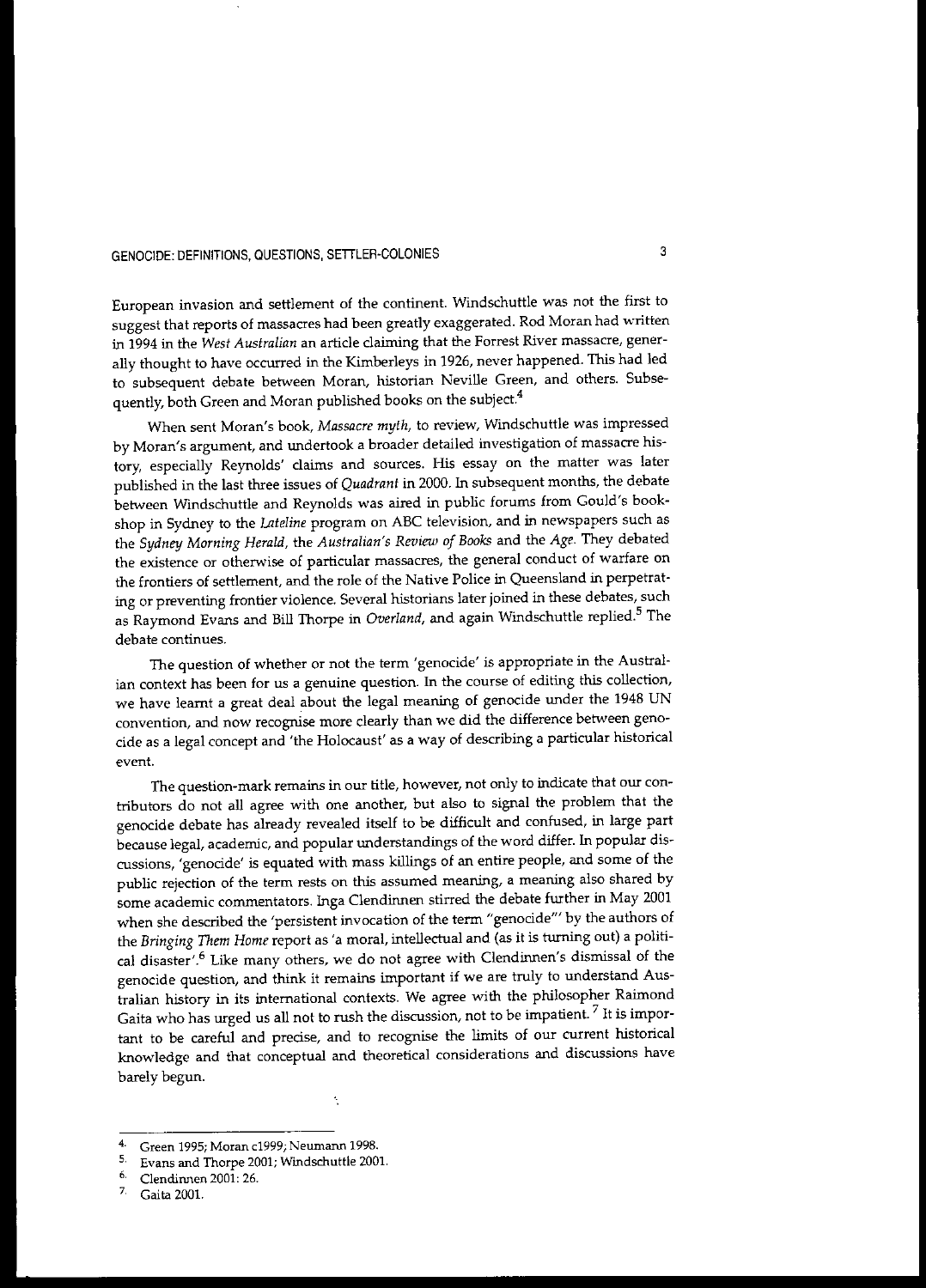European invasion and settlement of the continent. Windschuttle was not the first to suggest that reports of massacres had been greatly exaggerated. Rod Moran had written in 1994 in the *West Australian* an article claiming that the Forrest River massacre, generally thought to have occurred in the Kimberleys in 1926, never happened. This had led to subsequent debate between Moran, historian Neville Green, and others. Subsequently, both Green and Moran published books on the subject.[4]

When sent Moran's book, *Massacre myth*, to review, Windschuttle was impressed by Moran's argument, and undertook a broader detailed investigation of massacre history, especially Reynolds' claims and sources. His essay on the matter was later published in the last three issues of *Quadrant* in 2000. In subsequent months, the debate between Windschuttle and Reynolds was aired in public forums from Gould's bookshop in Sydney to the *Lateline* program on ABC television, and in newspapers such as the *Sydney Morning Herald*, the *Australian's Review of Books* and the *Age*. They debated the existence or otherwise of particular massacres, the general conduct of warfare on the frontiers of settlement, and the role of the Native Police in Queensland in perpetrating or preventing frontier violence. Several historians later joined in these debates, such as Raymond Evans and Bill Thorpe in *Overland*, and again Windschuttle replied.[5] The debate continues.

The question of whether or not the term 'genocide' is appropriate in the Australian context has been for us a genuine question. In the course of editing this collection, we have learnt a great deal about the legal meaning of genocide under the 1948 UN convention, and now recognise more clearly than we did the difference between genocide as a legal concept and 'the Holocaust' as a way of describing a particular historical event.

The question-mark remains in our title, however, not only to indicate that our contributors do not all agree with one another, but also to signal the problem that the genocide debate has already revealed itself to be difficult and confused, in large part because legal, academic, and popular understandings of the word differ. In popular discussions, 'genocide' is equated with mass killings of an entire people, and some of the public rejection of the term rests on this assumed meaning, a meaning also shared by some academic commentators. Inga Clendinnen stirred the debate further in May 2001 when she described the 'persistent invocation of the term "genocide"' by the authors of the *Bringing Them Home* report as 'a moral, intellectual and (as it is turning out) a political disaster'.[6] Like many others, we do not agree with Clendinnen's dismissal of the genocide question, and think it remains important if we are truly to understand Australian history in its international contexts. We agree with the philosopher Raimond Gaita who has urged us all not to rush the discussion, not to be impatient.[7] It is important to be careful and precise, and to recognise the limits of our current historical knowledge and that conceptual and theoretical considerations and discussions have barely begun.

---

4. Green 1995; Moran c1999; Neumann 1998.
5. Evans and Thorpe 2001; Windschuttle 2001.
6. Clendinnen 2001: 26.
7. Gaita 2001.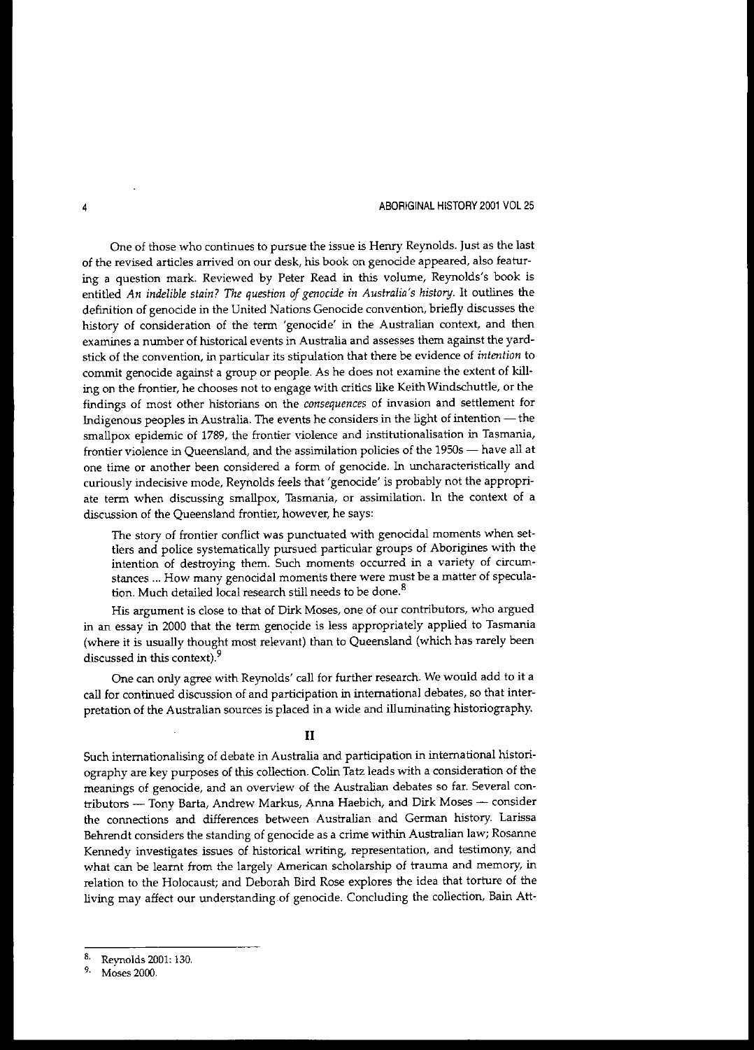One of those who continues to pursue the issue is Henry Reynolds. Just as the last of the revised articles arrived on our desk, his book on genocide appeared, also featuring a question mark. Reviewed by Peter Read in this volume, Reynolds's book is entitled *An indelible stain? The question of genocide in Australia's history*. It outlines the definition of genocide in the United Nations Genocide convention, briefly discusses the history of consideration of the term 'genocide' in the Australian context, and then examines a number of historical events in Australia and assesses them against the yardstick of the convention, in particular its stipulation that there be evidence of *intention* to commit genocide against a group or people. As he does not examine the extent of killing on the frontier, he chooses not to engage with critics like Keith Windschuttle, or the findings of most other historians on the *consequences* of invasion and settlement for Indigenous peoples in Australia. The events he considers in the light of intention — the smallpox epidemic of 1789, the frontier violence and institutionalisation in Tasmania, frontier violence in Queensland, and the assimilation policies of the 1950s — have all at one time or another been considered a form of genocide. In uncharacteristically and curiously indecisive mode, Reynolds feels that 'genocide' is probably not the appropriate term when discussing smallpox, Tasmania, or assimilation. In the context of a discussion of the Queensland frontier, however, he says:

> The story of frontier conflict was punctuated with genocidal moments when settlers and police systematically pursued particular groups of Aborigines with the intention of destroying them. Such moments occurred in a variety of circumstances ... How many genocidal moments there were must be a matter of speculation. Much detailed local research still needs to be done.[8]

His argument is close to that of Dirk Moses, one of our contributors, who argued in an essay in 2000 that the term genocide is less appropriately applied to Tasmania (where it is usually thought most relevant) than to Queensland (which has rarely been discussed in this context).[9]

One can only agree with Reynolds' call for further research. We would add to it a call for continued discussion of and participation in international debates, so that interpretation of the Australian sources is placed in a wide and illuminating historiography.

## II

Such internationalising of debate in Australia and participation in international historiography are key purposes of this collection. Colin Tatz leads with a consideration of the meanings of genocide, and an overview of the Australian debates so far. Several contributors — Tony Barta, Andrew Markus, Anna Haebich, and Dirk Moses — consider the connections and differences between Australian and German history. Larissa Behrendt considers the standing of genocide as a crime within Australian law; Rosanne Kennedy investigates issues of historical writing, representation, and testimony, and what can be learnt from the largely American scholarship of trauma and memory, in relation to the Holocaust; and Deborah Bird Rose explores the idea that torture of the living may affect our understanding of genocide. Concluding the collection, Bain Att-

---

8. Reynolds 2001: 130.

9. Moses 2000.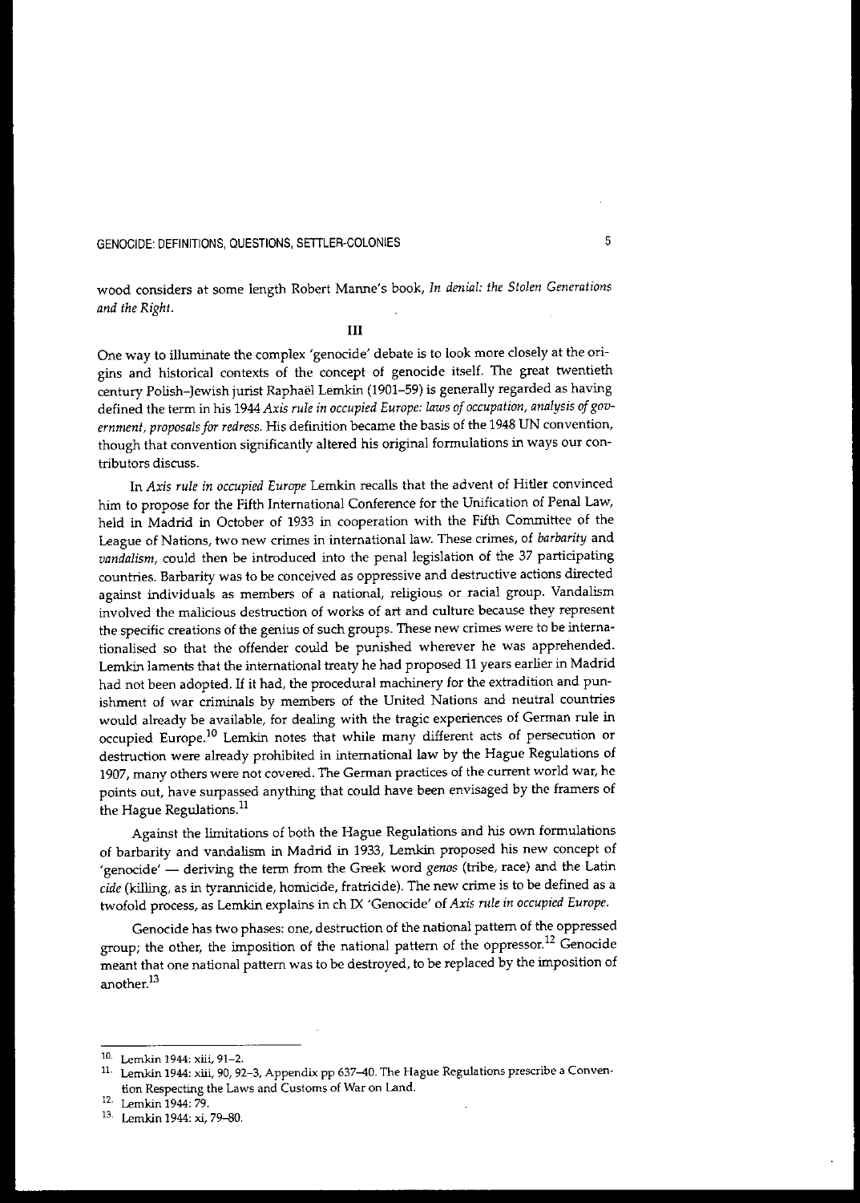wood considers at some length Robert Manne's book, *In denial: the Stolen Generations and the Right*.

## III

One way to illuminate the complex 'genocide' debate is to look more closely at the origins and historical contexts of the concept of genocide itself. The great twentieth century Polish–Jewish jurist Raphaël Lemkin (1901–59) is generally regarded as having defined the term in his 1944 *Axis rule in occupied Europe: laws of occupation, analysis of government, proposals for redress*. His definition became the basis of the 1948 UN convention, though that convention significantly altered his original formulations in ways our contributors discuss.

In *Axis rule in occupied Europe* Lemkin recalls that the advent of Hitler convinced him to propose for the Fifth International Conference for the Unification of Penal Law, held in Madrid in October of 1933 in cooperation with the Fifth Committee of the League of Nations, two new crimes in international law. These crimes, of *barbarity* and *vandalism*, could then be introduced into the penal legislation of the 37 participating countries. Barbarity was to be conceived as oppressive and destructive actions directed against individuals as members of a national, religious or racial group. Vandalism involved the malicious destruction of works of art and culture because they represent the specific creations of the genius of such groups. These new crimes were to be internationalised so that the offender could be punished wherever he was apprehended. Lemkin laments that the international treaty he had proposed 11 years earlier in Madrid had not been adopted. If it had, the procedural machinery for the extradition and punishment of war criminals by members of the United Nations and neutral countries would already be available, for dealing with the tragic experiences of German rule in occupied Europe.[10] Lemkin notes that while many different acts of persecution or destruction were already prohibited in international law by the Hague Regulations of 1907, many others were not covered. The German practices of the current world war, he points out, have surpassed anything that could have been envisaged by the framers of the Hague Regulations.[11]

Against the limitations of both the Hague Regulations and his own formulations of barbarity and vandalism in Madrid in 1933, Lemkin proposed his new concept of 'genocide' — deriving the term from the Greek word *genos* (tribe, race) and the Latin *cide* (killing, as in tyrannicide, homicide, fratricide). The new crime is to be defined as a twofold process, as Lemkin explains in ch IX 'Genocide' of *Axis rule in occupied Europe*.

> Genocide has two phases: one, destruction of the national pattern of the oppressed group; the other, the imposition of the national pattern of the oppressor.[12] Genocide meant that one national pattern was to be destroyed, to be replaced by the imposition of another.[13]

---

10. Lemkin 1944: xiii, 91–2.
11. Lemkin 1944: xiii, 90, 92–3, Appendix pp 637–40. The Hague Regulations prescribe a Convention Respecting the Laws and Customs of War on Land.
12. Lemkin 1944: 79.
13. Lemkin 1944: xi, 79–80.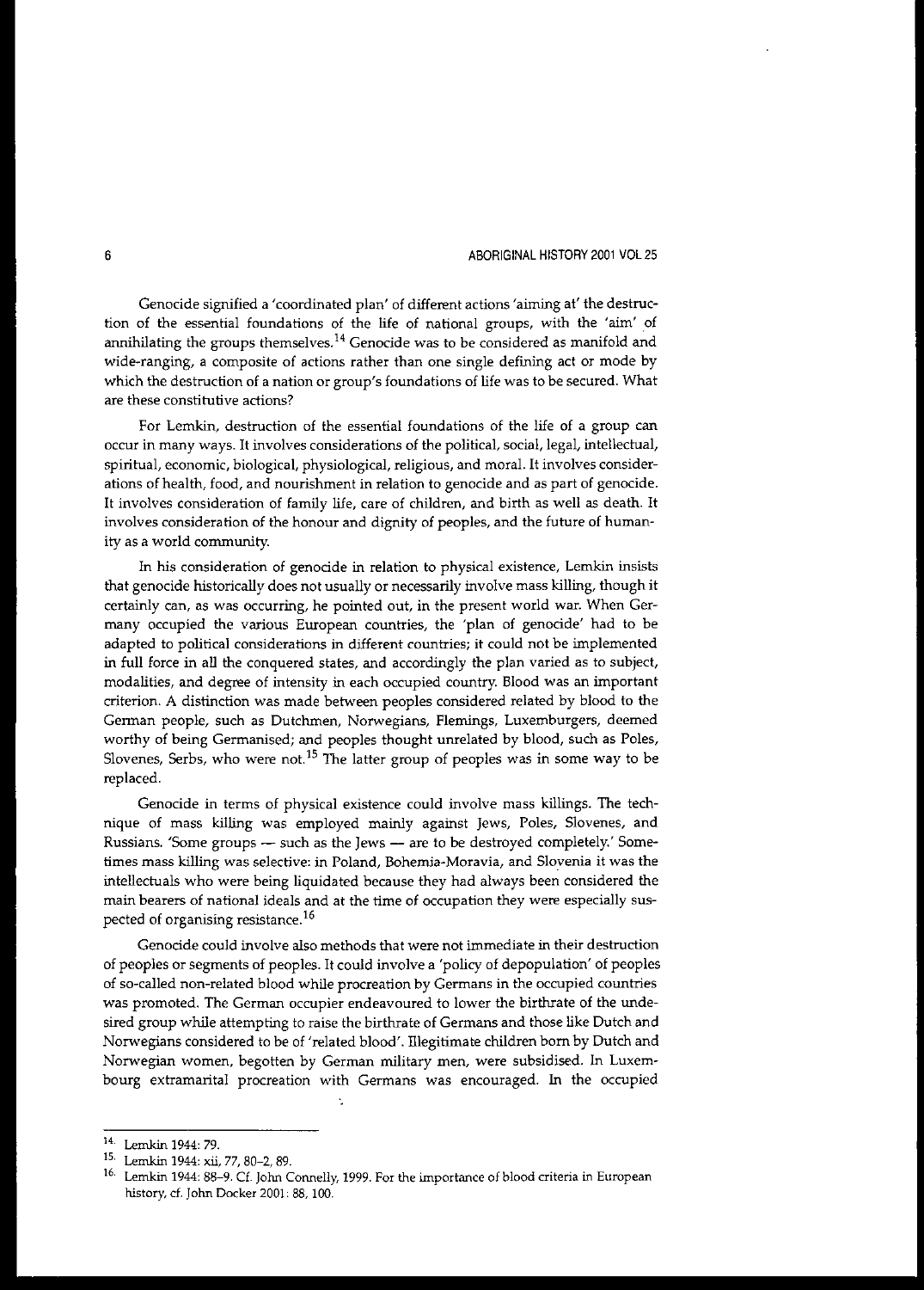Genocide signified a 'coordinated plan' of different actions 'aiming at' the destruction of the essential foundations of the life of national groups, with the 'aim' of annihilating the groups themselves.[14] Genocide was to be considered as manifold and wide-ranging, a composite of actions rather than one single defining act or mode by which the destruction of a nation or group's foundations of life was to be secured. What are these constitutive actions?

For Lemkin, destruction of the essential foundations of the life of a group can occur in many ways. It involves considerations of the political, social, legal, intellectual, spiritual, economic, biological, physiological, religious, and moral. It involves considerations of health, food, and nourishment in relation to genocide and as part of genocide. It involves consideration of family life, care of children, and birth as well as death. It involves consideration of the honour and dignity of peoples, and the future of humanity as a world community.

In his consideration of genocide in relation to physical existence, Lemkin insists that genocide historically does not usually or necessarily involve mass killing, though it certainly can, as was occurring, he pointed out, in the present world war. When Germany occupied the various European countries, the 'plan of genocide' had to be adapted to political considerations in different countries; it could not be implemented in full force in all the conquered states, and accordingly the plan varied as to subject, modalities, and degree of intensity in each occupied country. Blood was an important criterion. A distinction was made between peoples considered related by blood to the German people, such as Dutchmen, Norwegians, Flemings, Luxemburgers, deemed worthy of being Germanised; and peoples thought unrelated by blood, such as Poles, Slovenes, Serbs, who were not.[15] The latter group of peoples was in some way to be replaced.

Genocide in terms of physical existence could involve mass killings. The technique of mass killing was employed mainly against Jews, Poles, Slovenes, and Russians. 'Some groups — such as the Jews — are to be destroyed completely.' Sometimes mass killing was selective: in Poland, Bohemia-Moravia, and Slovenia it was the intellectuals who were being liquidated because they had always been considered the main bearers of national ideals and at the time of occupation they were especially suspected of organising resistance.[16]

Genocide could involve also methods that were not immediate in their destruction of peoples or segments of peoples. It could involve a 'policy of depopulation' of peoples of so-called non-related blood while procreation by Germans in the occupied countries was promoted. The German occupier endeavoured to lower the birthrate of the undesired group while attempting to raise the birthrate of Germans and those like Dutch and Norwegians considered to be of 'related blood'. Illegitimate children born by Dutch and Norwegian women, begotten by German military men, were subsidised. In Luxembourg extramarital procreation with Germans was encouraged. In the occupied

---

14. Lemkin 1944: 79.

15. Lemkin 1944: xii, 77, 80–2, 89.

16. Lemkin 1944: 88–9. Cf. John Connelly, 1999. For the importance of blood criteria in European history, cf. John Docker 2001: 88, 100.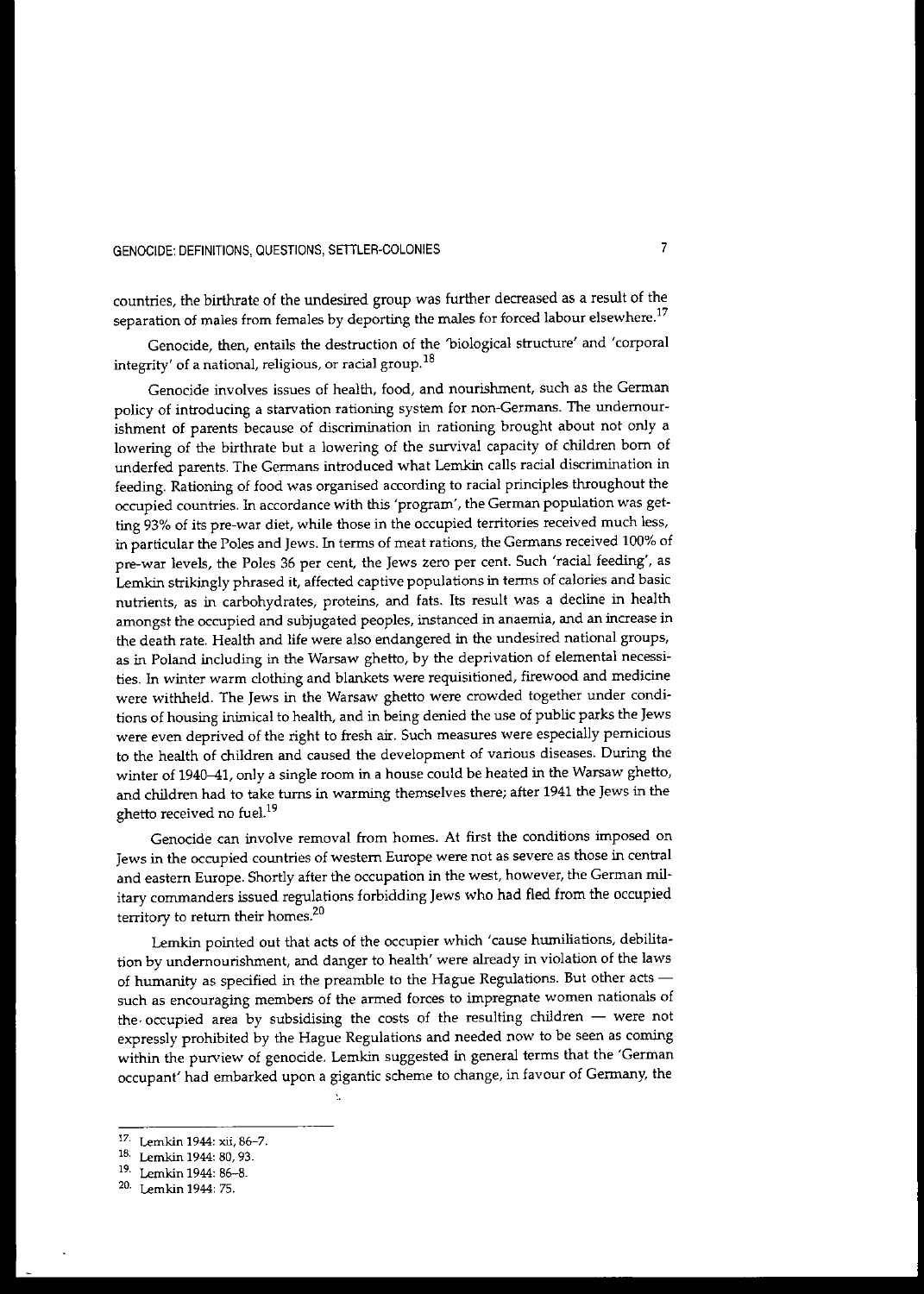countries, the birthrate of the undesired group was further decreased as a result of the separation of males from females by deporting the males for forced labour elsewhere.[17]

Genocide, then, entails the destruction of the 'biological structure' and 'corporal integrity' of a national, religious, or racial group.[18]

Genocide involves issues of health, food, and nourishment, such as the German policy of introducing a starvation rationing system for non-Germans. The undernourishment of parents because of discrimination in rationing brought about not only a lowering of the birthrate but a lowering of the survival capacity of children born of underfed parents. The Germans introduced what Lemkin calls racial discrimination in feeding. Rationing of food was organised according to racial principles throughout the occupied countries. In accordance with this 'program', the German population was getting 93% of its pre-war diet, while those in the occupied territories received much less, in particular the Poles and Jews. In terms of meat rations, the Germans received 100% of pre-war levels, the Poles 36 per cent, the Jews zero per cent. Such 'racial feeding', as Lemkin strikingly phrased it, affected captive populations in terms of calories and basic nutrients, as in carbohydrates, proteins, and fats. Its result was a decline in health amongst the occupied and subjugated peoples, instanced in anaemia, and an increase in the death rate. Health and life were also endangered in the undesired national groups, as in Poland including in the Warsaw ghetto, by the deprivation of elemental necessities. In winter warm clothing and blankets were requisitioned, firewood and medicine were withheld. The Jews in the Warsaw ghetto were crowded together under conditions of housing inimical to health, and in being denied the use of public parks the Jews were even deprived of the right to fresh air. Such measures were especially pernicious to the health of children and caused the development of various diseases. During the winter of 1940–41, only a single room in a house could be heated in the Warsaw ghetto, and children had to take turns in warming themselves there; after 1941 the Jews in the ghetto received no fuel.[19]

Genocide can involve removal from homes. At first the conditions imposed on Jews in the occupied countries of western Europe were not as severe as those in central and eastern Europe. Shortly after the occupation in the west, however, the German military commanders issued regulations forbidding Jews who had fled from the occupied territory to return their homes.[20]

Lemkin pointed out that acts of the occupier which 'cause humiliations, debilitation by undernourishment, and danger to health' were already in violation of the laws of humanity as specified in the preamble to the Hague Regulations. But other acts — such as encouraging members of the armed forces to impregnate women nationals of the occupied area by subsidising the costs of the resulting children — were not expressly prohibited by the Hague Regulations and needed now to be seen as coming within the purview of genocide. Lemkin suggested in general terms that the 'German occupant' had embarked upon a gigantic scheme to change, in favour of Germany, the

---

17. Lemkin 1944: xii, 86–7.
18. Lemkin 1944: 80, 93.
19. Lemkin 1944: 86–8.
20. Lemkin 1944: 75.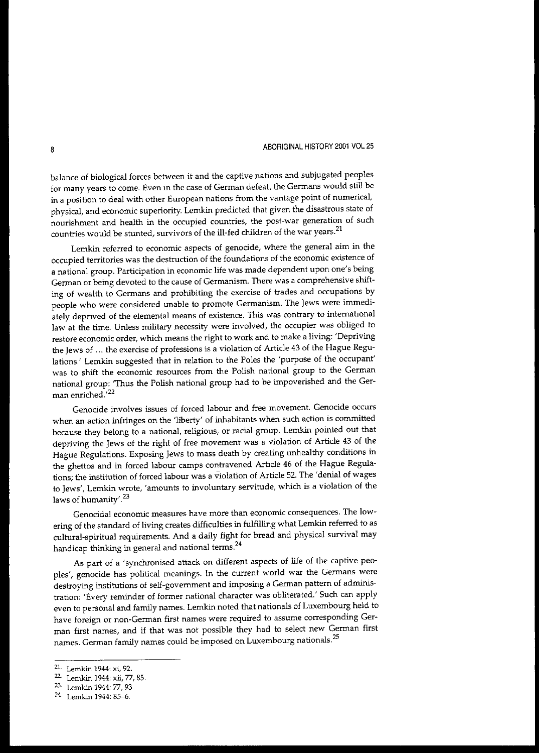balance of biological forces between it and the captive nations and subjugated peoples for many years to come. Even in the case of German defeat, the Germans would still be in a position to deal with other European nations from the vantage point of numerical, physical, and economic superiority. Lemkin predicted that given the disastrous state of nourishment and health in the occupied countries, the post-war generation of such countries would be stunted, survivors of the ill-fed children of the war years.[21]

Lemkin referred to economic aspects of genocide, where the general aim in the occupied territories was the destruction of the foundations of the economic existence of a national group. Participation in economic life was made dependent upon one's being German or being devoted to the cause of Germanism. There was a comprehensive shifting of wealth to Germans and prohibiting the exercise of trades and occupations by people who were considered unable to promote Germanism. The Jews were immediately deprived of the elemental means of existence. This was contrary to international law at the time. Unless military necessity were involved, the occupier was obliged to restore economic order, which means the right to work and to make a living: 'Depriving the Jews of ... the exercise of professions is a violation of Article 43 of the Hague Regulations.' Lemkin suggested that in relation to the Poles the 'purpose of the occupant' was to shift the economic resources from the Polish national group to the German national group: 'Thus the Polish national group had to be impoverished and the German enriched.'[22]

Genocide involves issues of forced labour and free movement. Genocide occurs when an action infringes on the 'liberty' of inhabitants when such action is committed because they belong to a national, religious, or racial group. Lemkin pointed out that depriving the Jews of the right of free movement was a violation of Article 43 of the Hague Regulations. Exposing Jews to mass death by creating unhealthy conditions in the ghettos and in forced labour camps contravened Article 46 of the Hague Regulations; the institution of forced labour was a violation of Article 52. The 'denial of wages to Jews', Lemkin wrote, 'amounts to involuntary servitude, which is a violation of the laws of humanity'.[23]

Genocidal economic measures have more than economic consequences. The lowering of the standard of living creates difficulties in fulfilling what Lemkin referred to as cultural-spiritual requirements. And a daily fight for bread and physical survival may handicap thinking in general and national terms.[24]

As part of a 'synchronised attack on different aspects of life of the captive peoples', genocide has political meanings. In the current world war the Germans were destroying institutions of self-government and imposing a German pattern of administration: 'Every reminder of former national character was obliterated.' Such can apply even to personal and family names. Lemkin noted that nationals of Luxembourg held to have foreign or non-German first names were required to assume corresponding German first names, and if that was not possible they had to select new German first names. German family names could be imposed on Luxembourg nationals.[25]

---

21. Lemkin 1944: xi, 92.
22. Lemkin 1944: xii, 77, 85.
23. Lemkin 1944: 77, 93.
24. Lemkin 1944: 85–6.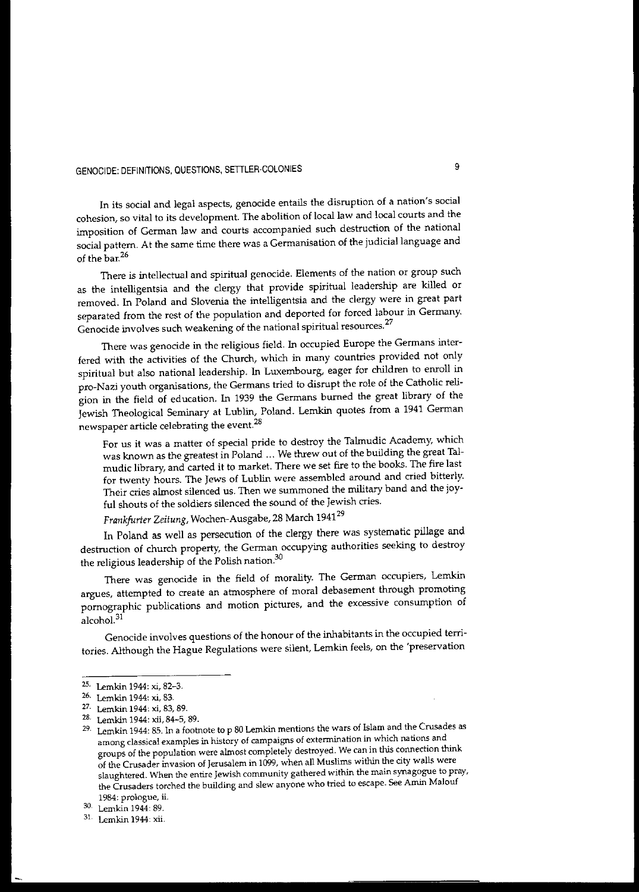In its social and legal aspects, genocide entails the disruption of a nation's social cohesion, so vital to its development. The abolition of local law and local courts and the imposition of German law and courts accompanied such destruction of the national social pattern. At the same time there was a Germanisation of the judicial language and of the bar.[26]

There is intellectual and spiritual genocide. Elements of the nation or group such as the intelligentsia and the clergy that provide spiritual leadership are killed or removed. In Poland and Slovenia the intelligentsia and the clergy were in great part separated from the rest of the population and deported for forced labour in Germany. Genocide involves such weakening of the national spiritual resources.[27]

There was genocide in the religious field. In occupied Europe the Germans interfered with the activities of the Church, which in many countries provided not only spiritual but also national leadership. In Luxembourg, eager for children to enroll in pro-Nazi youth organisations, the Germans tried to disrupt the role of the Catholic religion in the field of education. In 1939 the Germans burned the great library of the Jewish Theological Seminary at Lublin, Poland. Lemkin quotes from a 1941 German newspaper article celebrating the event.[28]

> For us it was a matter of special pride to destroy the Talmudic Academy, which was known as the greatest in Poland ... We threw out of the building the great Talmudic library, and carted it to market. There we set fire to the books. The fire last for twenty hours. The Jews of Lublin were assembled around and cried bitterly. Their cries almost silenced us. Then we summoned the military band and the joyful shouts of the soldiers silenced the sound of the Jewish cries.
>
> *Frankfurter Zeitung*, Wochen-Ausgabe, 28 March 1941[29]

In Poland as well as persecution of the clergy there was systematic pillage and destruction of church property, the German occupying authorities seeking to destroy the religious leadership of the Polish nation.[30]

There was genocide in the field of morality. The German occupiers, Lemkin argues, attempted to create an atmosphere of moral debasement through promoting pornographic publications and motion pictures, and the excessive consumption of alcohol.[31]

Genocide involves questions of the honour of the inhabitants in the occupied territories. Although the Hague Regulations were silent, Lemkin feels, on the 'preservation

---

25. Lemkin 1944: xi, 82–3.
26. Lemkin 1944: xi, 83.
27. Lemkin 1944: xi, 83, 89.
28. Lemkin 1944: xii, 84–5, 89.
29. Lemkin 1944: 85. In a footnote to p 80 Lemkin mentions the wars of Islam and the Crusades as among classical examples in history of campaigns of extermination in which nations and groups of the population were almost completely destroyed. We can in this connection think of the Crusader invasion of Jerusalem in 1099, when all Muslims within the city walls were slaughtered. When the entire Jewish community gathered within the main synagogue to pray, the Crusaders torched the building and slew anyone who tried to escape. See Amin Malouf 1984: prologue, ii.
30. Lemkin 1944: 89.
31. Lemkin 1944: xii.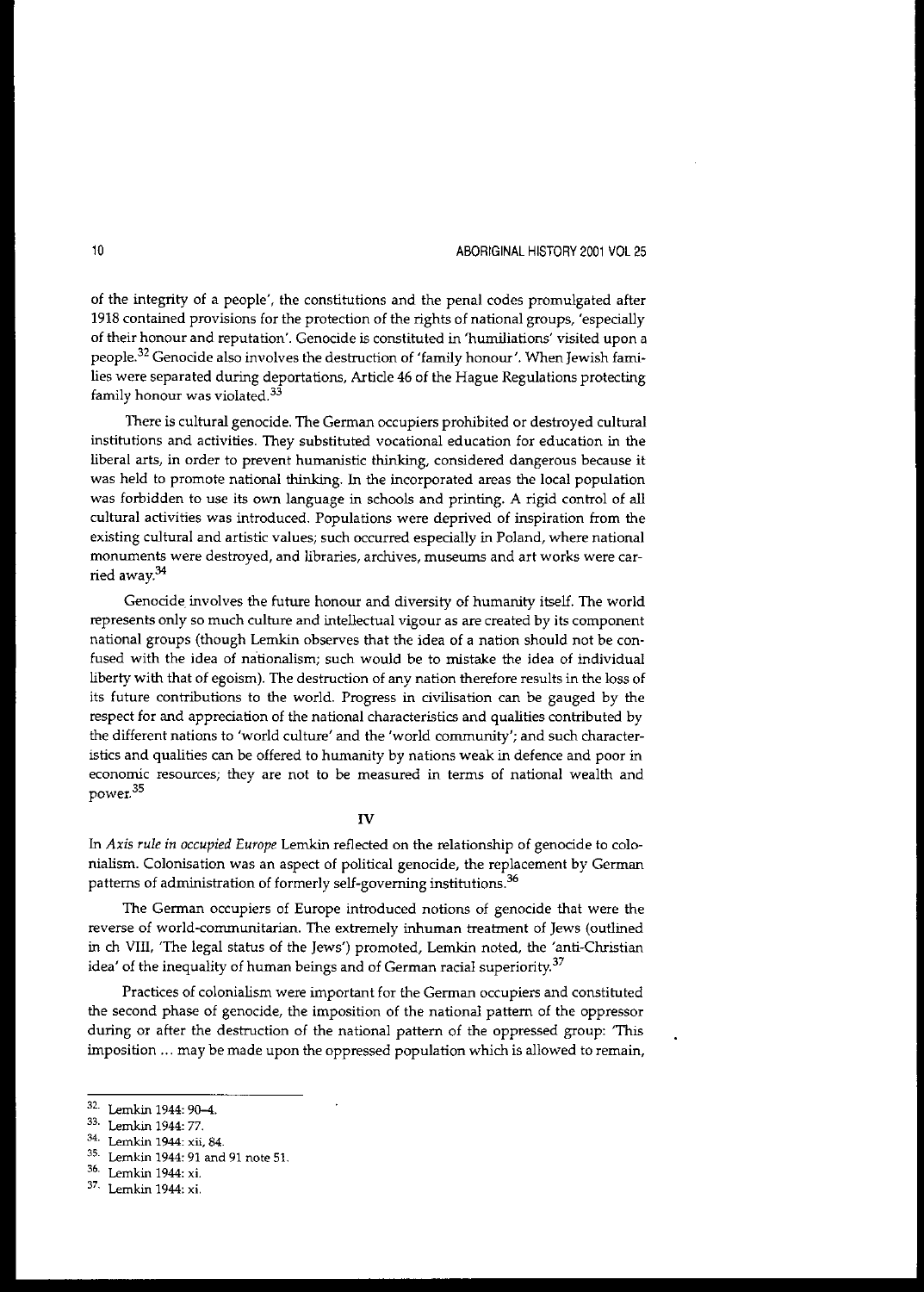of the integrity of a people', the constitutions and the penal codes promulgated after 1918 contained provisions for the protection of the rights of national groups, 'especially of their honour and reputation'. Genocide is constituted in 'humiliations' visited upon a people.[32] Genocide also involves the destruction of 'family honour'. When Jewish families were separated during deportations, Article 46 of the Hague Regulations protecting family honour was violated.[33]

There is cultural genocide. The German occupiers prohibited or destroyed cultural institutions and activities. They substituted vocational education for education in the liberal arts, in order to prevent humanistic thinking, considered dangerous because it was held to promote national thinking. In the incorporated areas the local population was forbidden to use its own language in schools and printing. A rigid control of all cultural activities was introduced. Populations were deprived of inspiration from the existing cultural and artistic values; such occurred especially in Poland, where national monuments were destroyed, and libraries, archives, museums and art works were carried away.[34]

Genocide involves the future honour and diversity of humanity itself. The world represents only so much culture and intellectual vigour as are created by its component national groups (though Lemkin observes that the idea of a nation should not be confused with the idea of nationalism; such would be to mistake the idea of individual liberty with that of egoism). The destruction of any nation therefore results in the loss of its future contributions to the world. Progress in civilisation can be gauged by the respect for and appreciation of the national characteristics and qualities contributed by the different nations to 'world culture' and the 'world community'; and such characteristics and qualities can be offered to humanity by nations weak in defence and poor in economic resources; they are not to be measured in terms of national wealth and power.[35]

## IV

In *Axis rule in occupied Europe* Lemkin reflected on the relationship of genocide to colonialism. Colonisation was an aspect of political genocide, the replacement by German patterns of administration of formerly self-governing institutions.[36]

The German occupiers of Europe introduced notions of genocide that were the reverse of world-communitarian. The extremely inhuman treatment of Jews (outlined in ch VIII, 'The legal status of the Jews') promoted, Lemkin noted, the 'anti-Christian idea' of the inequality of human beings and of German racial superiority.[37]

Practices of colonialism were important for the German occupiers and constituted the second phase of genocide, the imposition of the national pattern of the oppressor during or after the destruction of the national pattern of the oppressed group: 'This imposition ... may be made upon the oppressed population which is allowed to remain,

---

32. Lemkin 1944: 90–4.
33. Lemkin 1944: 77.
34. Lemkin 1944: xii, 84.
35. Lemkin 1944: 91 and 91 note 51.
36. Lemkin 1944: xi.
37. Lemkin 1944: xi.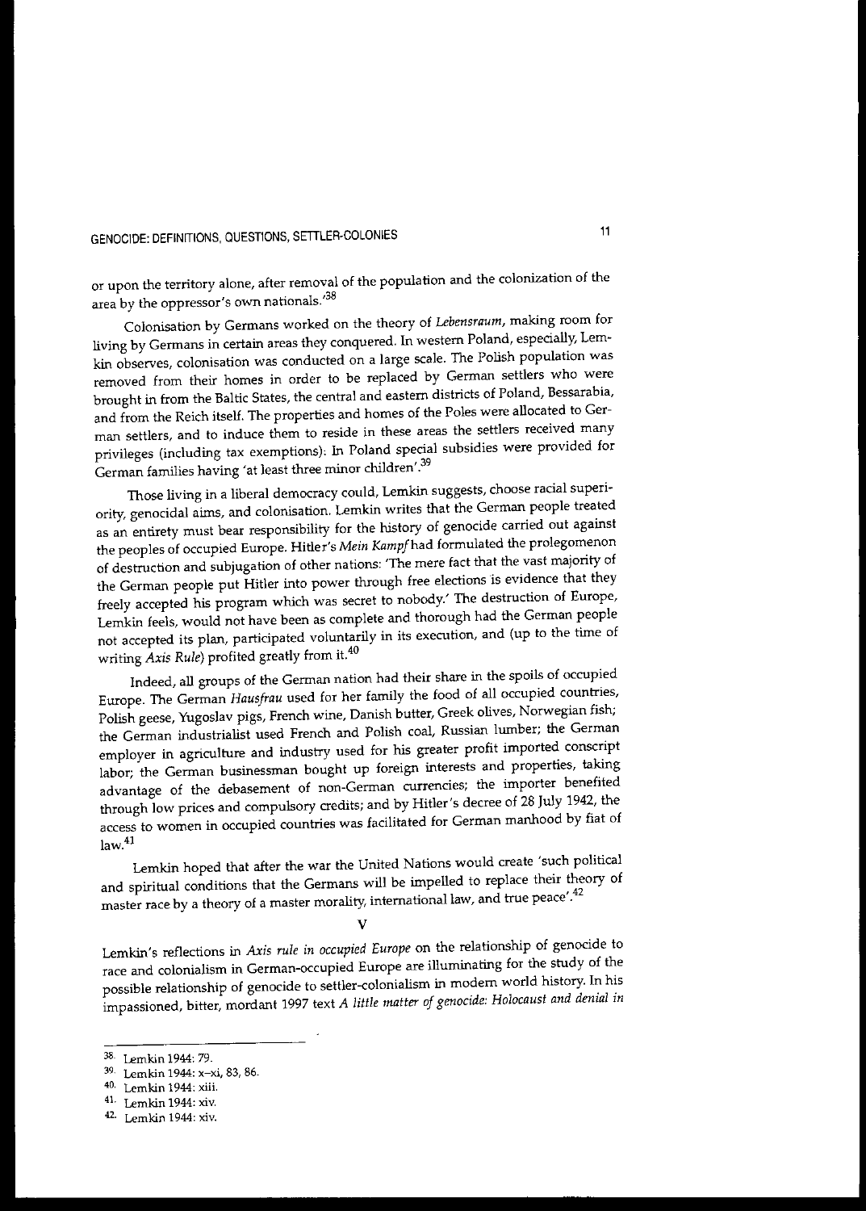or upon the territory alone, after removal of the population and the colonization of the area by the oppressor's own nationals.'[38]

Colonisation by Germans worked on the theory of *Lebensraum*, making room for living by Germans in certain areas they conquered. In western Poland, especially, Lemkin observes, colonisation was conducted on a large scale. The Polish population was removed from their homes in order to be replaced by German settlers who were brought in from the Baltic States, the central and eastern districts of Poland, Bessarabia, and from the Reich itself. The properties and homes of the Poles were allocated to German settlers, and to induce them to reside in these areas the settlers received many privileges (including tax exemptions). In Poland special subsidies were provided for German families having 'at least three minor children'.[39]

Those living in a liberal democracy could, Lemkin suggests, choose racial superiority, genocidal aims, and colonisation. Lemkin writes that the German people treated as an entirety must bear responsibility for the history of genocide carried out against the peoples of occupied Europe. Hitler's *Mein Kampf* had formulated the prolegomenon of destruction and subjugation of other nations: 'The mere fact that the vast majority of the German people put Hitler into power through free elections is evidence that they freely accepted his program which was secret to nobody.' The destruction of Europe, Lemkin feels, would not have been as complete and thorough had the German people not accepted its plan, participated voluntarily in its execution, and (up to the time of writing *Axis Rule*) profited greatly from it.[40]

Indeed, all groups of the German nation had their share in the spoils of occupied Europe. The German *Hausfrau* used for her family the food of all occupied countries, Polish geese, Yugoslav pigs, French wine, Danish butter, Greek olives, Norwegian fish; the German industrialist used French and Polish coal, Russian lumber; the German employer in agriculture and industry used for his greater profit imported conscript labor; the German businessman bought up foreign interests and properties, taking advantage of the debasement of non-German currencies; the importer benefited through low prices and compulsory credits; and by Hitler's decree of 28 July 1942, the access to women in occupied countries was facilitated for German manhood by fiat of law.[41]

Lemkin hoped that after the war the United Nations would create 'such political and spiritual conditions that the Germans will be impelled to replace their theory of master race by a theory of a master morality, international law, and true peace'.[42]

## V

Lemkin's reflections in *Axis rule in occupied Europe* on the relationship of genocide to race and colonialism in German-occupied Europe are illuminating for the study of the possible relationship of genocide to settler-colonialism in modern world history. In his impassioned, bitter, mordant 1997 text *A little matter of genocide: Holocaust and denial in*

---

38. Lemkin 1944: 79.
39. Lemkin 1944: x–xi, 83, 86.
40. Lemkin 1944: xiii.
41. Lemkin 1944: xiv.
42. Lemkin 1944: xiv.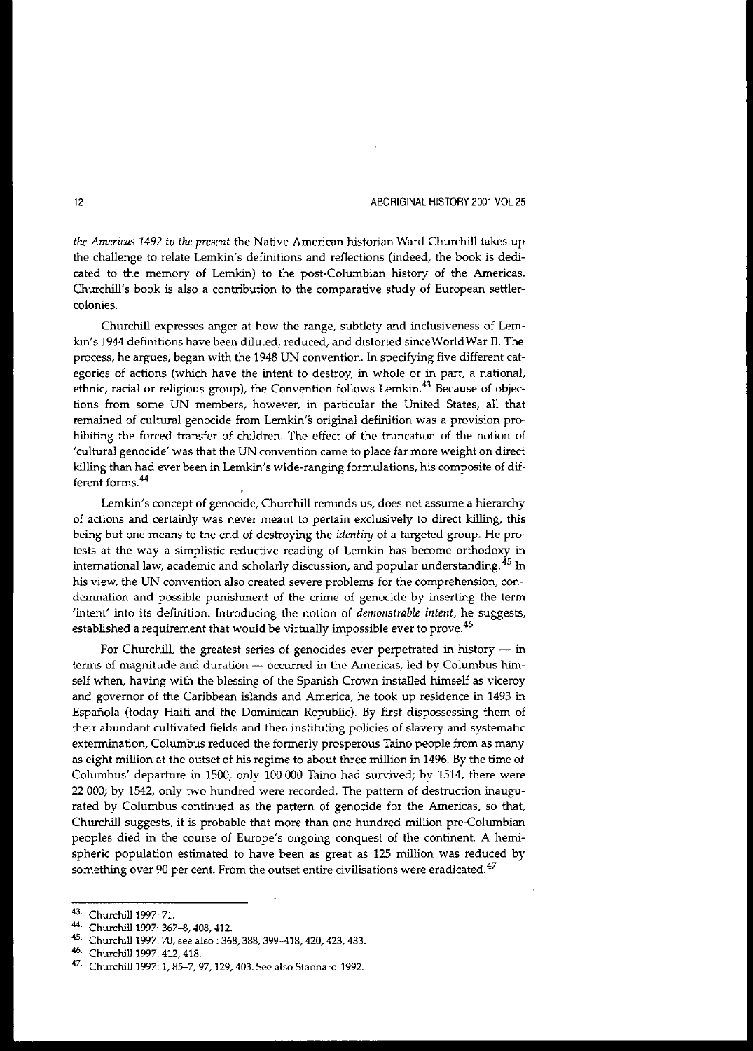*the Americas 1492 to the present* the Native American historian Ward Churchill takes up the challenge to relate Lemkin's definitions and reflections (indeed, the book is dedicated to the memory of Lemkin) to the post-Columbian history of the Americas. Churchill's book is also a contribution to the comparative study of European settler-colonies.

Churchill expresses anger at how the range, subtlety and inclusiveness of Lemkin's 1944 definitions have been diluted, reduced, and distorted since World War II. The process, he argues, began with the 1948 UN convention. In specifying five different categories of actions (which have the intent to destroy, in whole or in part, a national, ethnic, racial or religious group), the Convention follows Lemkin.[43] Because of objections from some UN members, however, in particular the United States, all that remained of cultural genocide from Lemkin's original definition was a provision prohibiting the forced transfer of children. The effect of the truncation of the notion of 'cultural genocide' was that the UN convention came to place far more weight on direct killing than had ever been in Lemkin's wide-ranging formulations, his composite of different forms.[44]

Lemkin's concept of genocide, Churchill reminds us, does not assume a hierarchy of actions and certainly was never meant to pertain exclusively to direct killing, this being but one means to the end of destroying the *identity* of a targeted group. He protests at the way a simplistic reductive reading of Lemkin has become orthodoxy in international law, academic and scholarly discussion, and popular understanding.[45] In his view, the UN convention also created severe problems for the comprehension, condemnation and possible punishment of the crime of genocide by inserting the term 'intent' into its definition. Introducing the notion of *demonstrable intent*, he suggests, established a requirement that would be virtually impossible ever to prove.[46]

For Churchill, the greatest series of genocides ever perpetrated in history — in terms of magnitude and duration — occurred in the Americas, led by Columbus himself when, having with the blessing of the Spanish Crown installed himself as viceroy and governor of the Caribbean islands and America, he took up residence in 1493 in Española (today Haiti and the Dominican Republic). By first dispossessing them of their abundant cultivated fields and then instituting policies of slavery and systematic extermination, Columbus reduced the formerly prosperous Taino people from as many as eight million at the outset of his regime to about three million in 1496. By the time of Columbus' departure in 1500, only 100 000 Taino had survived; by 1514, there were 22 000; by 1542, only two hundred were recorded. The pattern of destruction inaugurated by Columbus continued as the pattern of genocide for the Americas, so that, Churchill suggests, it is probable that more than one hundred million pre-Columbian peoples died in the course of Europe's ongoing conquest of the continent. A hemispheric population estimated to have been as great as 125 million was reduced by something over 90 per cent. From the outset entire civilisations were eradicated.[47]

---

43. Churchill 1997: 71.
44. Churchill 1997: 367–8, 408, 412.
45. Churchill 1997: 70; see also : 368, 388, 399–418, 420, 423, 433.
46. Churchill 1997: 412, 418.
47. Churchill 1997: 1, 85–7, 97, 129, 403. See also Stannard 1992.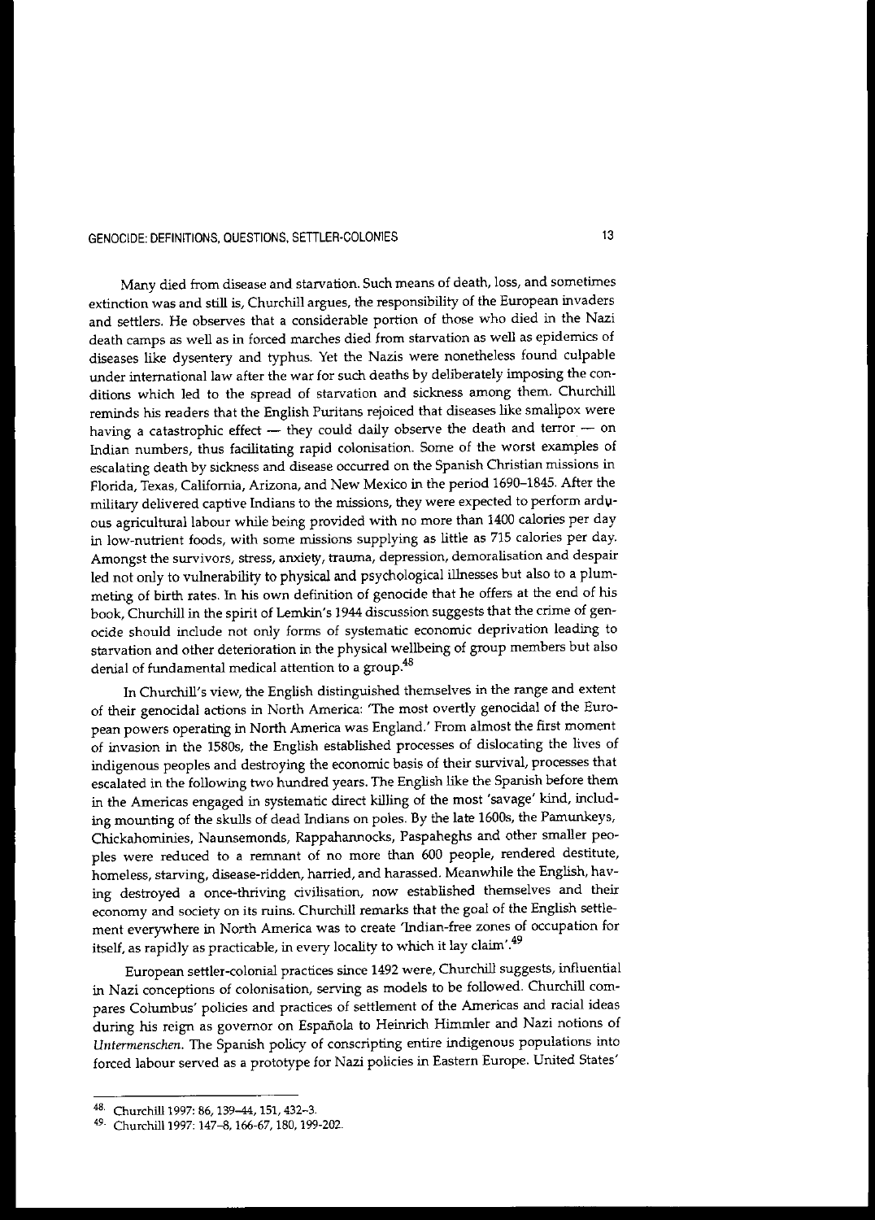Many died from disease and starvation. Such means of death, loss, and sometimes extinction was and still is, Churchill argues, the responsibility of the European invaders and settlers. He observes that a considerable portion of those who died in the Nazi death camps as well as in forced marches died from starvation as well as epidemics of diseases like dysentery and typhus. Yet the Nazis were nonetheless found culpable under international law after the war for such deaths by deliberately imposing the conditions which led to the spread of starvation and sickness among them. Churchill reminds his readers that the English Puritans rejoiced that diseases like smallpox were having a catastrophic effect — they could daily observe the death and terror — on Indian numbers, thus facilitating rapid colonisation. Some of the worst examples of escalating death by sickness and disease occurred on the Spanish Christian missions in Florida, Texas, California, Arizona, and New Mexico in the period 1690–1845. After the military delivered captive Indians to the missions, they were expected to perform arduous agricultural labour while being provided with no more than 1400 calories per day in low-nutrient foods, with some missions supplying as little as 715 calories per day. Amongst the survivors, stress, anxiety, trauma, depression, demoralisation and despair led not only to vulnerability to physical and psychological illnesses but also to a plummeting of birth rates. In his own definition of genocide that he offers at the end of his book, Churchill in the spirit of Lemkin's 1944 discussion suggests that the crime of genocide should include not only forms of systematic economic deprivation leading to starvation and other deterioration in the physical wellbeing of group members but also denial of fundamental medical attention to a group.[48]

In Churchill's view, the English distinguished themselves in the range and extent of their genocidal actions in North America: 'The most overtly genocidal of the European powers operating in North America was England.' From almost the first moment of invasion in the 1580s, the English established processes of dislocating the lives of indigenous peoples and destroying the economic basis of their survival, processes that escalated in the following two hundred years. The English like the Spanish before them in the Americas engaged in systematic direct killing of the most 'savage' kind, including mounting of the skulls of dead Indians on poles. By the late 1600s, the Pamunkeys, Chickahominies, Naunsemonds, Rappahannocks, Paspaheghs and other smaller peoples were reduced to a remnant of no more than 600 people, rendered destitute, homeless, starving, disease-ridden, harried, and harassed. Meanwhile the English, having destroyed a once-thriving civilisation, now established themselves and their economy and society on its ruins. Churchill remarks that the goal of the English settlement everywhere in North America was to create 'Indian-free zones of occupation for itself, as rapidly as practicable, in every locality to which it lay claim'.[49]

European settler-colonial practices since 1492 were, Churchill suggests, influential in Nazi conceptions of colonisation, serving as models to be followed. Churchill compares Columbus' policies and practices of settlement of the Americas and racial ideas during his reign as governor on Española to Heinrich Himmler and Nazi notions of *Untermenschen*. The Spanish policy of conscripting entire indigenous populations into forced labour served as a prototype for Nazi policies in Eastern Europe. United States'

---

48. Churchill 1997: 86, 139–44, 151, 432–3.

49. Churchill 1997: 147–8, 166-67, 180, 199-202.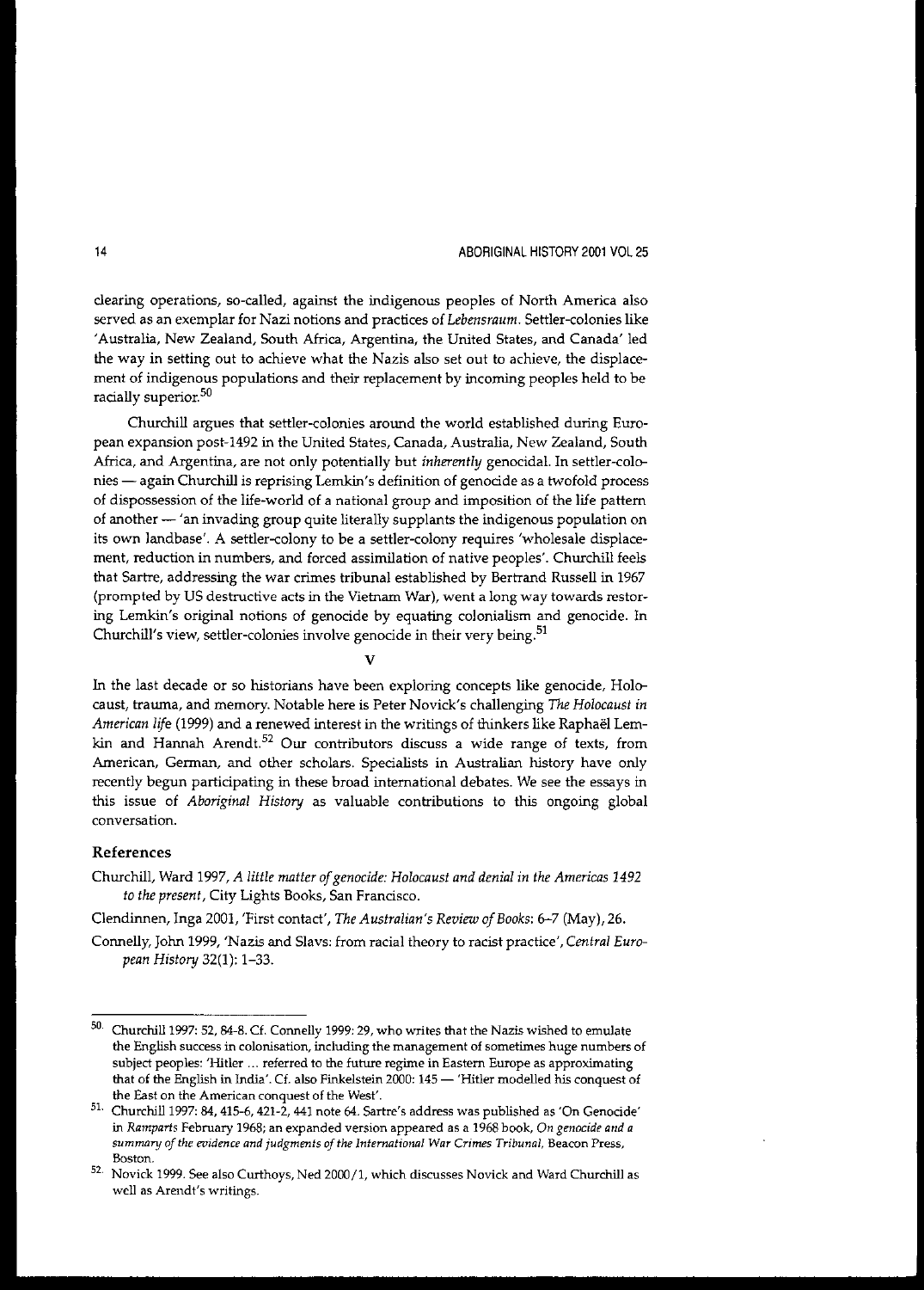clearing operations, so-called, against the indigenous peoples of North America also served as an exemplar for Nazi notions and practices of *Lebensraum*. Settler-colonies like 'Australia, New Zealand, South Africa, Argentina, the United States, and Canada' led the way in setting out to achieve what the Nazis also set out to achieve, the displacement of indigenous populations and their replacement by incoming peoples held to be racially superior.[50]

Churchill argues that settler-colonies around the world established during European expansion post-1492 in the United States, Canada, Australia, New Zealand, South Africa, and Argentina, are not only potentially but *inherently* genocidal. In settler-colonies — again Churchill is reprising Lemkin's definition of genocide as a twofold process of dispossession of the life-world of a national group and imposition of the life pattern of another — 'an invading group quite literally supplants the indigenous population on its own landbase'. A settler-colony to be a settler-colony requires 'wholesale displacement, reduction in numbers, and forced assimilation of native peoples'. Churchill feels that Sartre, addressing the war crimes tribunal established by Bertrand Russell in 1967 (prompted by US destructive acts in the Vietnam War), went a long way towards restoring Lemkin's original notions of genocide by equating colonialism and genocide. In Churchill's view, settler-colonies involve genocide in their very being.[51]

## V

In the last decade or so historians have been exploring concepts like genocide, Holocaust, trauma, and memory. Notable here is Peter Novick's challenging *The Holocaust in American life* (1999) and a renewed interest in the writings of thinkers like Raphaël Lemkin and Hannah Arendt.[52] Our contributors discuss a wide range of texts, from American, German, and other scholars. Specialists in Australian history have only recently begun participating in these broad international debates. We see the essays in this issue of *Aboriginal History* as valuable contributions to this ongoing global conversation.

### References

Churchill, Ward 1997, *A little matter of genocide: Holocaust and denial in the Americas 1492 to the present*, City Lights Books, San Francisco.

Clendinnen, Inga 2001, 'First contact', *The Australian's Review of Books*: 6–7 (May), 26.

Connelly, John 1999, 'Nazis and Slavs: from racial theory to racist practice', *Central European History* 32(1): 1–33.

---

50. Churchill 1997: 52, 84-8. Cf. Connelly 1999: 29, who writes that the Nazis wished to emulate the English success in colonisation, including the management of sometimes huge numbers of subject peoples: 'Hitler ... referred to the future regime in Eastern Europe as approximating that of the English in India'. Cf. also Finkelstein 2000: 145 — 'Hitler modelled his conquest of the East on the American conquest of the West'.

51. Churchill 1997: 84, 415-6, 421-2, 441 note 64. Sartre's address was published as 'On Genocide' in *Ramparts* February 1968; an expanded version appeared as a 1968 book, *On genocide and a summary of the evidence and judgments of the International War Crimes Tribunal*, Beacon Press, Boston.

52. Novick 1999. See also Curthoys, Ned 2000/1, which discusses Novick and Ward Churchill as well as Arendt's writings.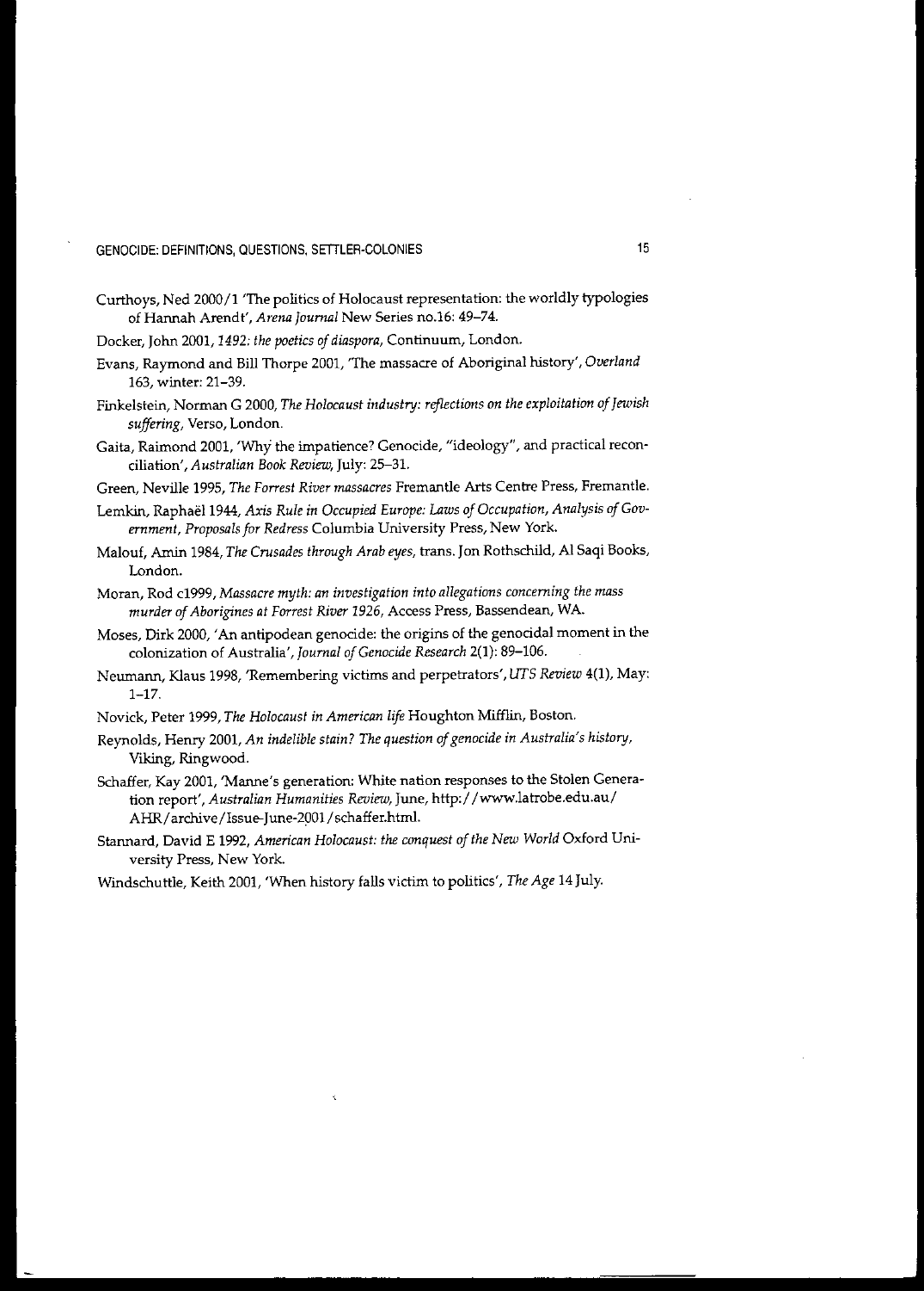Curthoys, Ned 2000/1 'The politics of Holocaust representation: the worldly typologies of Hannah Arendt', *Arena Journal* New Series no.16: 49–74.

Docker, John 2001, *1492: the poetics of diaspora*, Continuum, London.

Evans, Raymond and Bill Thorpe 2001, 'The massacre of Aboriginal history', *Overland* 163, winter: 21–39.

Finkelstein, Norman G 2000, *The Holocaust industry: reflections on the exploitation of Jewish suffering*, Verso, London.

Gaita, Raimond 2001, 'Why the impatience? Genocide, "ideology", and practical reconciliation', *Australian Book Review*, July: 25–31.

Green, Neville 1995, *The Forrest River massacres* Fremantle Arts Centre Press, Fremantle.

Lemkin, Raphaël 1944, *Axis Rule in Occupied Europe: Laws of Occupation, Analysis of Government, Proposals for Redress* Columbia University Press, New York.

Malouf, Amin 1984, *The Crusades through Arab eyes*, trans. Jon Rothschild, Al Saqi Books, London.

Moran, Rod c1999, *Massacre myth: an investigation into allegations concerning the mass murder of Aborigines at Forrest River 1926*, Access Press, Bassendean, WA.

Moses, Dirk 2000, 'An antipodean genocide: the origins of the genocidal moment in the colonization of Australia', *Journal of Genocide Research* 2(1): 89–106.

Neumann, Klaus 1998, 'Remembering victims and perpetrators', *UTS Review* 4(1), May: 1–17.

Novick, Peter 1999, *The Holocaust in American life* Houghton Mifflin, Boston.

Reynolds, Henry 2001, *An indelible stain? The question of genocide in Australia's history*, Viking, Ringwood.

Schaffer, Kay 2001, 'Manne's generation: White nation responses to the Stolen Generation report', *Australian Humanities Review*, June, http://www.latrobe.edu.au/AHR/archive/Issue-June-2001/schaffer.html.

Stannard, David E 1992, *American Holocaust: the conquest of the New World* Oxford University Press, New York.

Windschuttle, Keith 2001, 'When history falls victim to politics', *The Age* 14 July.